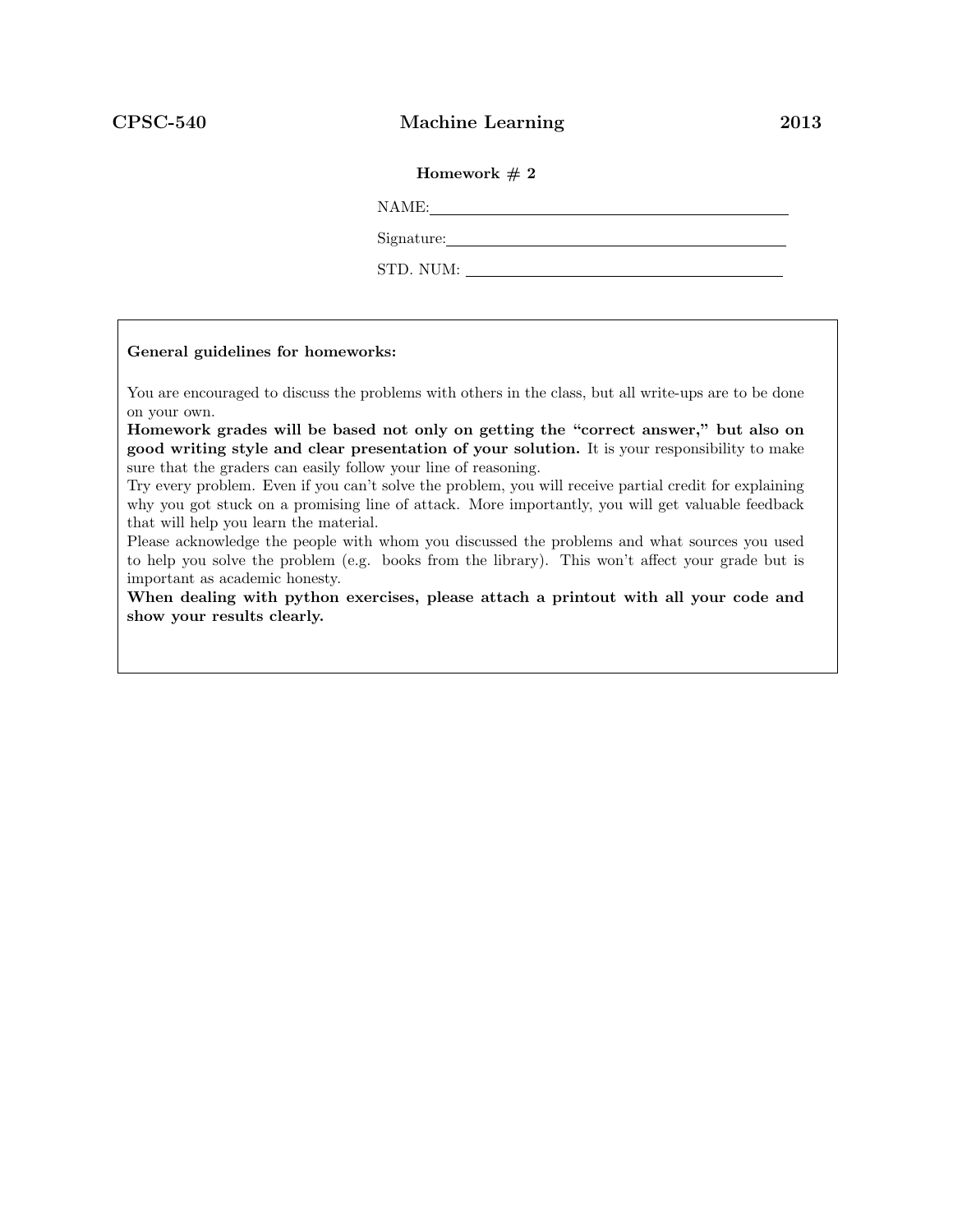**CPSC-540** **Machine Learning** **2013**

**Homework # 2**

NAME: \_\_\_\_\_\_\_\_\_\_\_\_\_\_\_\_\_\_\_\_\_\_\_\_\_\_\_\_\_\_\_\_\_\_\_\_

Signature: \_\_\_\_\_\_\_\_\_\_\_\_\_\_\_\_\_\_\_\_\_\_\_\_\_\_\_\_\_\_\_\_\_\_\_\_

STD. NUM: \_\_\_\_\_\_\_\_\_\_\_\_\_\_\_\_\_\_\_\_\_\_\_\_\_\_\_\_\_\_\_\_\_\_\_\_

**General guidelines for homeworks:**

You are encouraged to discuss the problems with others in the class, but all write-ups are to be done on your own.

**Homework grades will be based not only on getting the "correct answer," but also on good writing style and clear presentation of your solution.** It is your responsibility to make sure that the graders can easily follow your line of reasoning.

Try every problem. Even if you can't solve the problem, you will receive partial credit for explaining why you got stuck on a promising line of attack. More importantly, you will get valuable feedback that will help you learn the material.

Please acknowledge the people with whom you discussed the problems and what sources you used to help you solve the problem (e.g. books from the library). This won't affect your grade but is important as academic honesty.

**When dealing with python exercises, please attach a printout with all your code and show your results clearly.**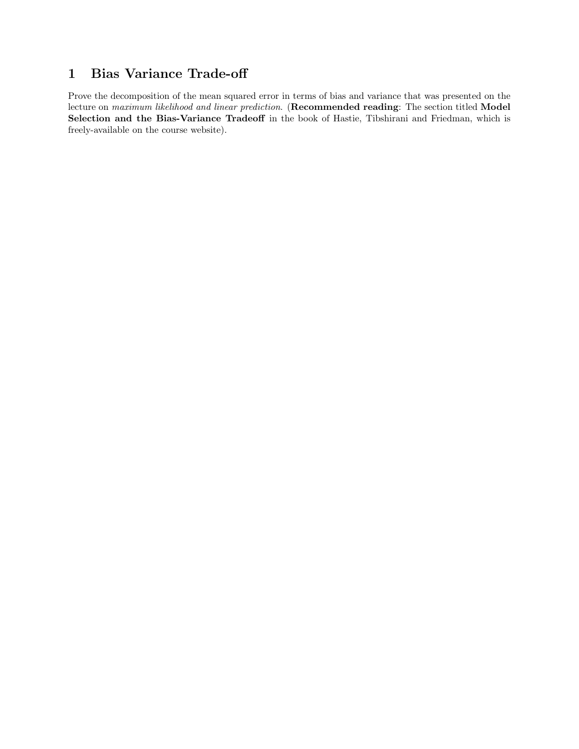# 1 Bias Variance Trade-off

Prove the decomposition of the mean squared error in terms of bias and variance that was presented on the lecture on *maximum likelihood and linear prediction*. (**Recommended reading**: The section titled **Model Selection and the Bias-Variance Tradeoff** in the book of Hastie, Tibshirani and Friedman, which is freely-available on the course website).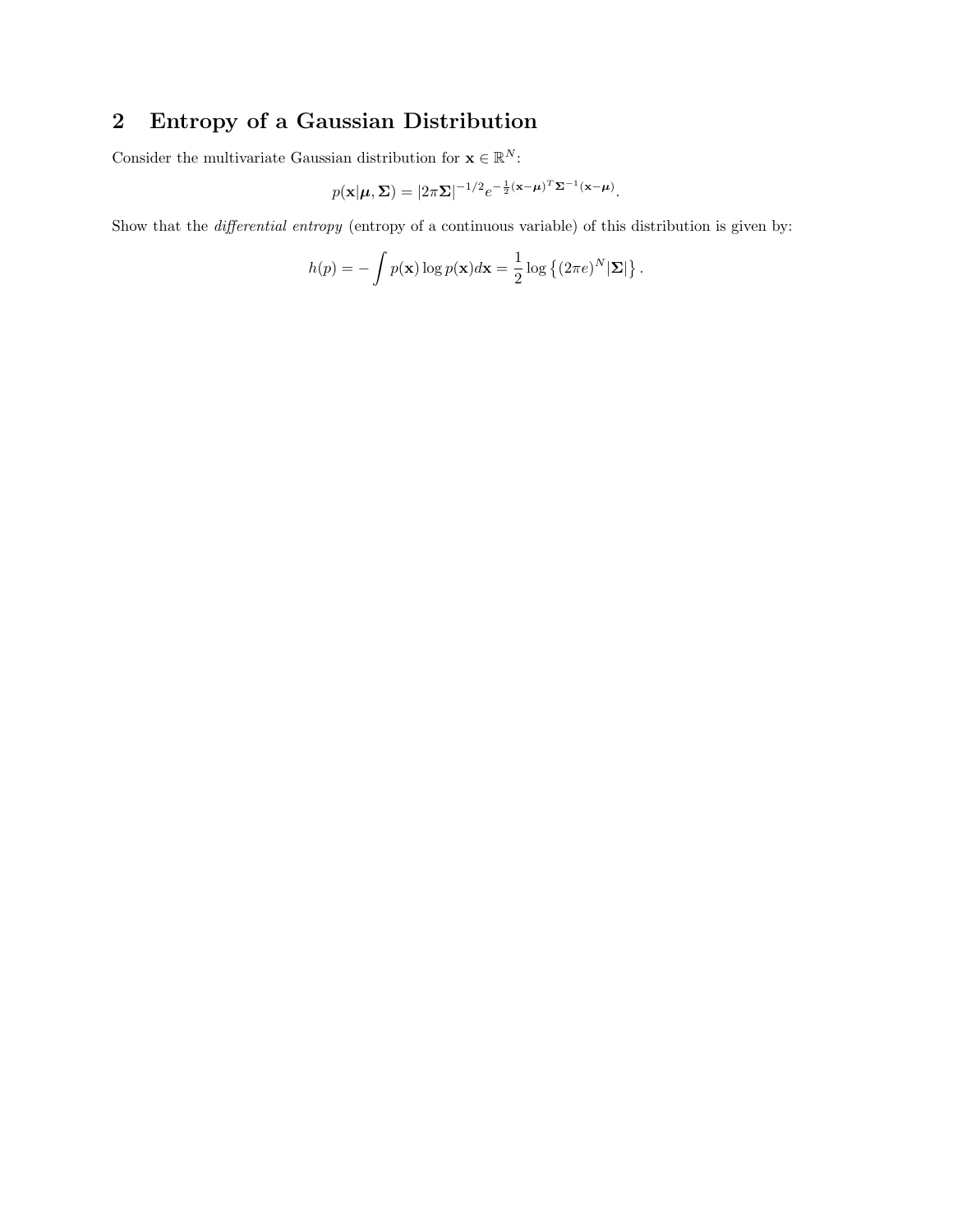## 2 Entropy of a Gaussian Distribution

Consider the multivariate Gaussian distribution for $\mathbf{x} \in \mathbb{R}^N$:

$$p(\mathbf{x}|\boldsymbol{\mu}, \boldsymbol{\Sigma}) = |2\pi\boldsymbol{\Sigma}|^{-1/2} e^{-\frac{1}{2}(\mathbf{x}-\boldsymbol{\mu})^T \boldsymbol{\Sigma}^{-1}(\mathbf{x}-\boldsymbol{\mu})}.$$

Show that the *differential entropy* (entropy of a continuous variable) of this distribution is given by:

$$h(p) = -\int p(\mathbf{x}) \log p(\mathbf{x}) d\mathbf{x} = \frac{1}{2} \log \left\{ (2\pi e)^N |\boldsymbol{\Sigma}| \right\}.$$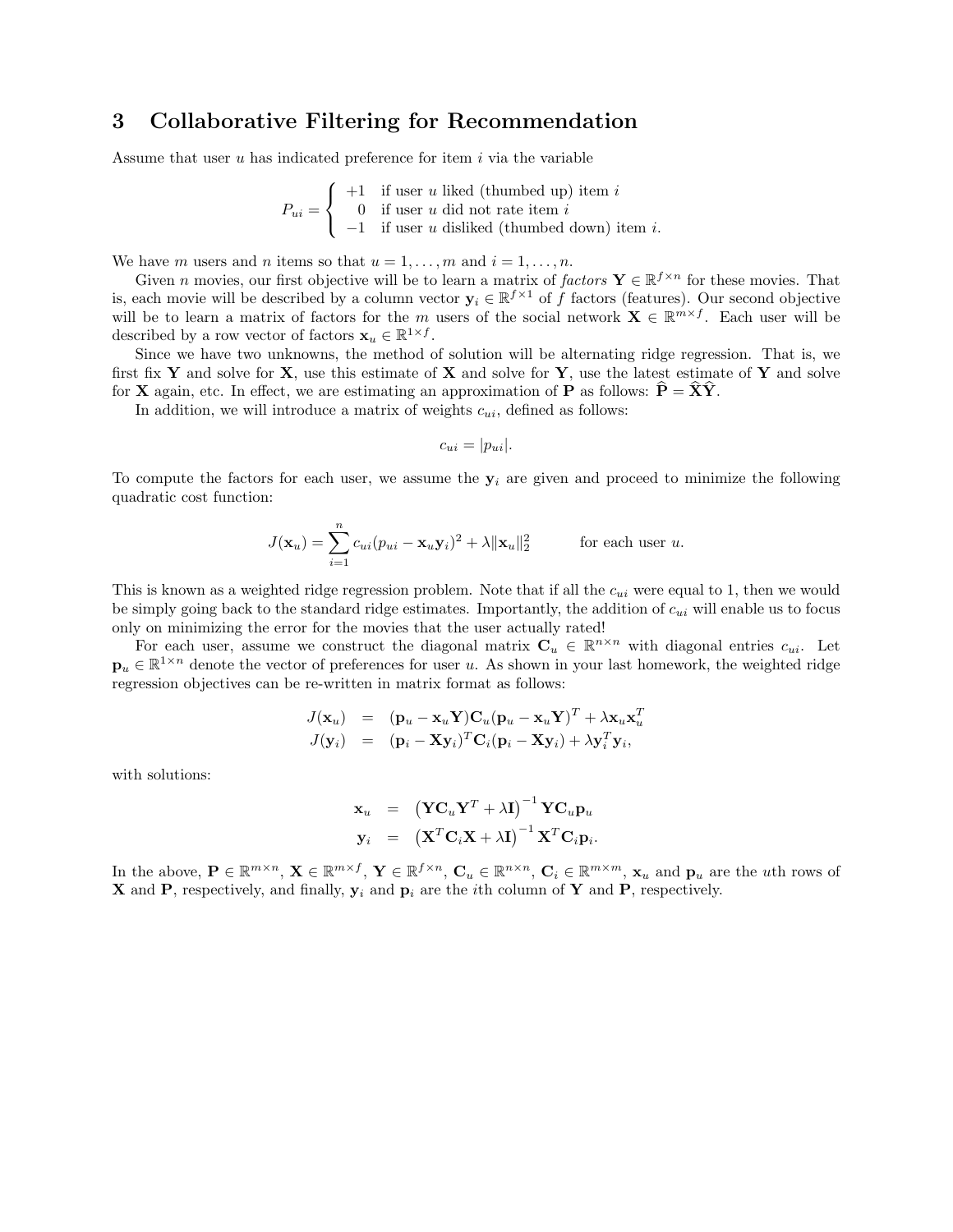## 3 Collaborative Filtering for Recommendation

Assume that user $u$ has indicated preference for item $i$ via the variable

$$P_{ui} = \begin{cases} +1 & \text{if user } u \text{ liked (thumbed up) item } i \\ 0 & \text{if user } u \text{ did not rate item } i \\ -1 & \text{if user } u \text{ disliked (thumbed down) item } i. \end{cases}$$

We have $m$ users and $n$ items so that $u = 1, \ldots, m$ and $i = 1, \ldots, n$.

Given $n$ movies, our first objective will be to learn a matrix of *factors* $\mathbf{Y} \in \mathbb{R}^{f \times n}$ for these movies. That is, each movie will be described by a column vector $\mathbf{y}_i \in \mathbb{R}^{f \times 1}$ of $f$ factors (features). Our second objective will be to learn a matrix of factors for the $m$ users of the social network $\mathbf{X} \in \mathbb{R}^{m \times f}$. Each user will be described by a row vector of factors $\mathbf{x}_u \in \mathbb{R}^{1 \times f}$.

Since we have two unknowns, the method of solution will be alternating ridge regression. That is, we first fix $\mathbf{Y}$ and solve for $\mathbf{X}$, use this estimate of $\mathbf{X}$ and solve for $\mathbf{Y}$, use the latest estimate of $\mathbf{Y}$ and solve for $\mathbf{X}$ again, etc. In effect, we are estimating an approximation of $\mathbf{P}$ as follows: $\widehat{\mathbf{P}} = \widehat{\mathbf{X}}\widehat{\mathbf{Y}}$.

In addition, we will introduce a matrix of weights $c_{ui}$, defined as follows:

$$c_{ui} = |p_{ui}|.$$

To compute the factors for each user, we assume the $\mathbf{y}_i$ are given and proceed to minimize the following quadratic cost function:

$$J(\mathbf{x}_u) = \sum_{i=1}^{n} c_{ui}(p_{ui} - \mathbf{x}_u \mathbf{y}_i)^2 + \lambda \|\mathbf{x}_u\|_2^2 \qquad \text{for each user } u.$$

This is known as a weighted ridge regression problem. Note that if all the $c_{ui}$ were equal to 1, then we would be simply going back to the standard ridge estimates. Importantly, the addition of $c_{ui}$ will enable us to focus only on minimizing the error for the movies that the user actually rated!

For each user, assume we construct the diagonal matrix $\mathbf{C}_u \in \mathbb{R}^{n \times n}$ with diagonal entries $c_{ui}$. Let $\mathbf{p}_u \in \mathbb{R}^{1 \times n}$ denote the vector of preferences for user $u$. As shown in your last homework, the weighted ridge regression objectives can be re-written in matrix format as follows:

$$\begin{aligned} J(\mathbf{x}_u) &= (\mathbf{p}_u - \mathbf{x}_u \mathbf{Y})\mathbf{C}_u(\mathbf{p}_u - \mathbf{x}_u \mathbf{Y})^T + \lambda \mathbf{x}_u \mathbf{x}_u^T \\ J(\mathbf{y}_i) &= (\mathbf{p}_i - \mathbf{X}\mathbf{y}_i)^T \mathbf{C}_i (\mathbf{p}_i - \mathbf{X}\mathbf{y}_i) + \lambda \mathbf{y}_i^T \mathbf{y}_i, \end{aligned}$$

with solutions:

$$\begin{aligned} \mathbf{x}_u &= \left(\mathbf{Y}\mathbf{C}_u\mathbf{Y}^T + \lambda \mathbf{I}\right)^{-1} \mathbf{Y}\mathbf{C}_u\mathbf{p}_u \\ \mathbf{y}_i &= \left(\mathbf{X}^T\mathbf{C}_i\mathbf{X} + \lambda \mathbf{I}\right)^{-1} \mathbf{X}^T\mathbf{C}_i\mathbf{p}_i. \end{aligned}$$

In the above, $\mathbf{P} \in \mathbb{R}^{m \times n}$, $\mathbf{X} \in \mathbb{R}^{m \times f}$, $\mathbf{Y} \in \mathbb{R}^{f \times n}$, $\mathbf{C}_u \in \mathbb{R}^{n \times n}$, $\mathbf{C}_i \in \mathbb{R}^{m \times m}$, $\mathbf{x}_u$ and $\mathbf{p}_u$ are the $u$th rows of $\mathbf{X}$ and $\mathbf{P}$, respectively, and finally, $\mathbf{y}_i$ and $\mathbf{p}_i$ are the $i$th column of $\mathbf{Y}$ and $\mathbf{P}$, respectively.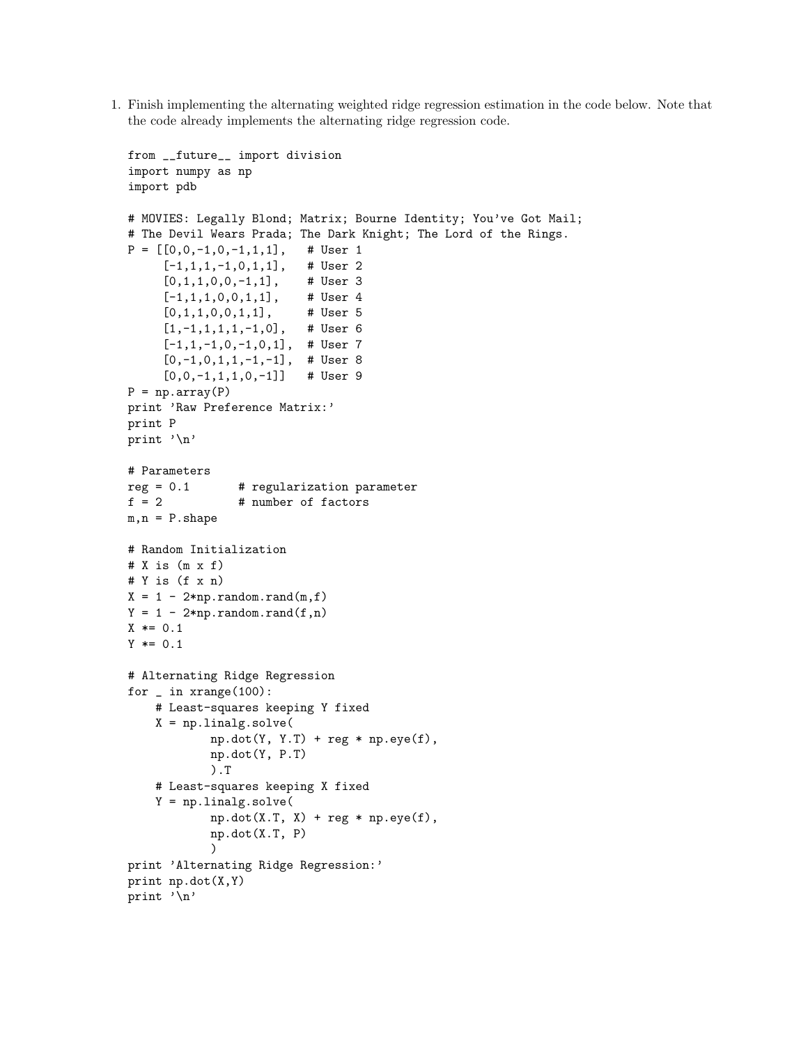1. Finish implementing the alternating weighted ridge regression estimation in the code below. Note that the code already implements the alternating ridge regression code.

```
from __future__ import division
import numpy as np
import pdb

# MOVIES: Legally Blond; Matrix; Bourne Identity; You've Got Mail;
# The Devil Wears Prada; The Dark Knight; The Lord of the Rings.
P = [[0,0,-1,0,-1,1,1],    # User 1
     [-1,1,1,-1,0,1,1],    # User 2
     [0,1,1,0,0,-1,1],     # User 3
     [-1,1,1,0,0,1,1],     # User 4
     [0,1,1,0,0,1,1],      # User 5
     [1,-1,1,1,1,-1,0],    # User 6
     [-1,1,-1,0,-1,0,1],   # User 7
     [0,-1,0,1,1,-1,-1],   # User 8
     [0,0,-1,1,1,0,-1]]    # User 9
P = np.array(P)
print 'Raw Preference Matrix:'
print P
print '\n'

# Parameters
reg = 0.1       # regularization parameter
f = 2           # number of factors
m,n = P.shape

# Random Initialization
# X is (m x f)
# Y is (f x n)
X = 1 - 2*np.random.rand(m,f)
Y = 1 - 2*np.random.rand(f,n)
X *= 0.1
Y *= 0.1

# Alternating Ridge Regression
for _ in xrange(100):
    # Least-squares keeping Y fixed
    X = np.linalg.solve(
            np.dot(Y, Y.T) + reg * np.eye(f),
            np.dot(Y, P.T)
            ).T
    # Least-squares keeping X fixed
    Y = np.linalg.solve(
            np.dot(X.T, X) + reg * np.eye(f),
            np.dot(X.T, P)
            )
print 'Alternating Ridge Regression:'
print np.dot(X,Y)
print '\n'
```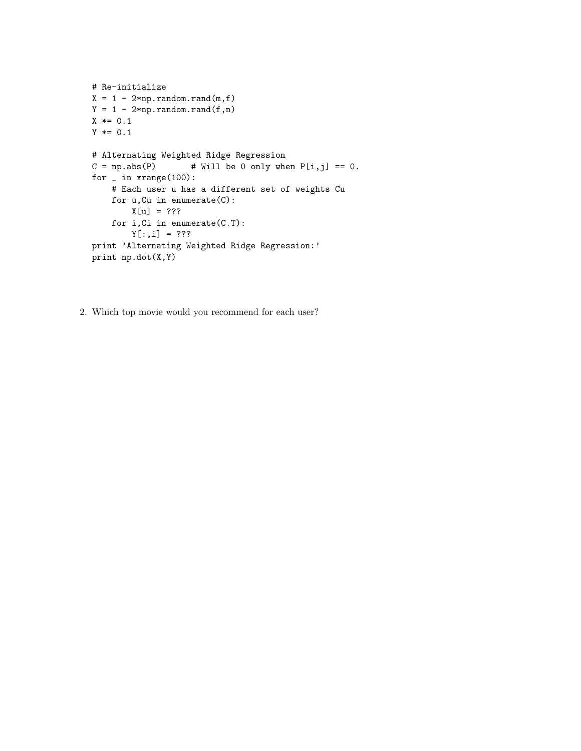```
# Re-initialize
X = 1 - 2*np.random.rand(m,f)
Y = 1 - 2*np.random.rand(f,n)
X *= 0.1
Y *= 0.1

# Alternating Weighted Ridge Regression
C = np.abs(P)       # Will be 0 only when P[i,j] == 0.
for _ in xrange(100):
    # Each user u has a different set of weights Cu
    for u,Cu in enumerate(C):
        X[u] = ???
    for i,Ci in enumerate(C.T):
        Y[:,i] = ???
print 'Alternating Weighted Ridge Regression:'
print np.dot(X,Y)
```

2. Which top movie would you recommend for each user?